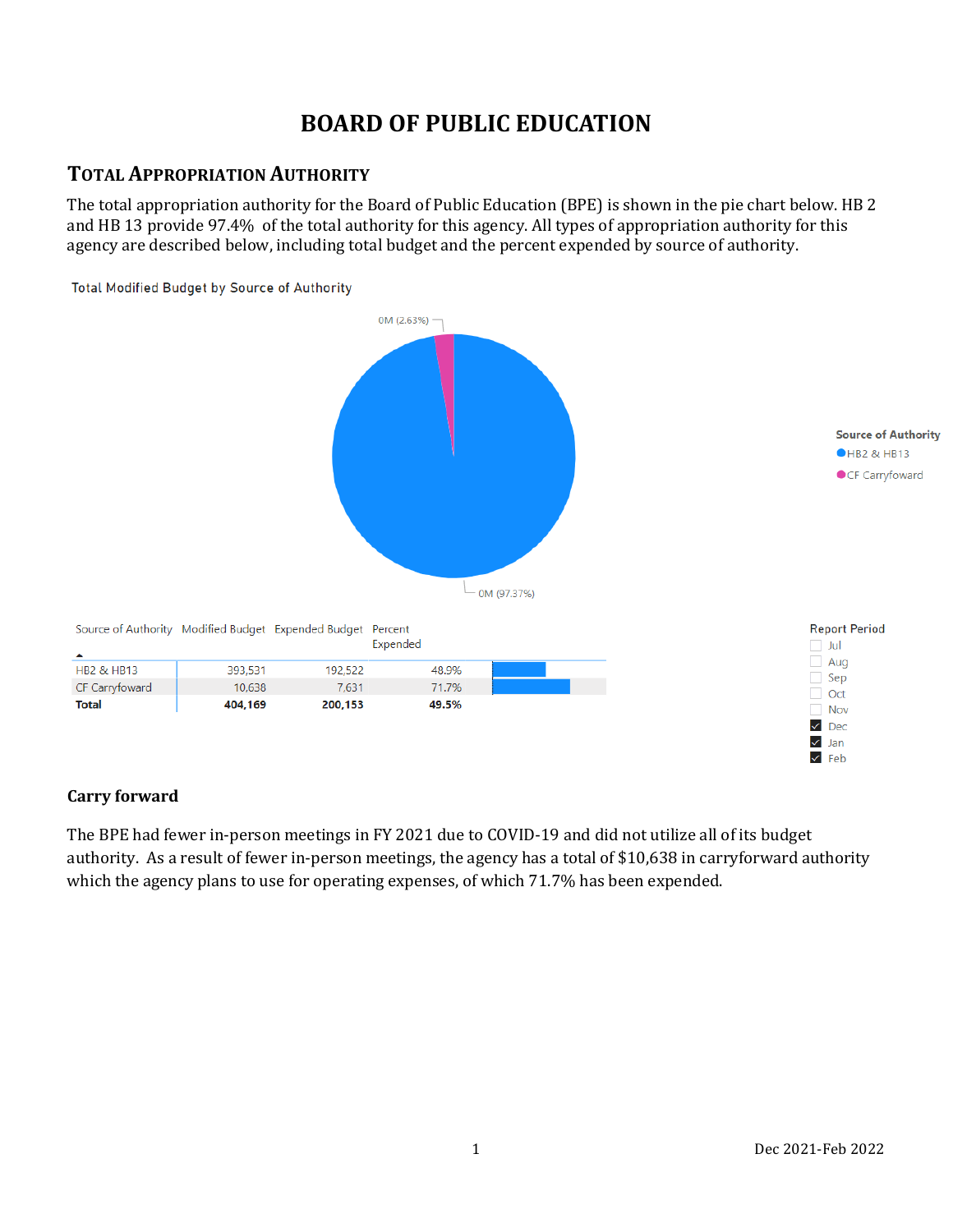# BOARD OF PUBLIC EDUCATION

## TOTAL APPROPRIATION AUTHORITY

The total appropriation authority for the Board of Public Education (BPE) is shown in the pie chart below. HB 2 and HB 13 provide 97.4% of the total authority for this agency. All types of appropriation authority for this agency are described below, including total budget and the percent expended by source of authority.

Total Modified Budget by Source of Authority

| Source of Authority | Modified Budget | Expended Budget | Percent Expended |
|---|---|---|---|
| HB2 & HB13 | 393,531 | 192,522 | 48.9% |
| CF Carryfoward | 10,638 | 7,631 | 71.7% |
| **Total** | **404,169** | **200,153** | **49.5%** |

### Carry forward

The BPE had fewer in-person meetings in FY 2021 due to COVID-19 and did not utilize all of its budget authority. As a result of fewer in-person meetings, the agency has a total of $10,638 in carryforward authority which the agency plans to use for operating expenses, of which 71.7% has been expended.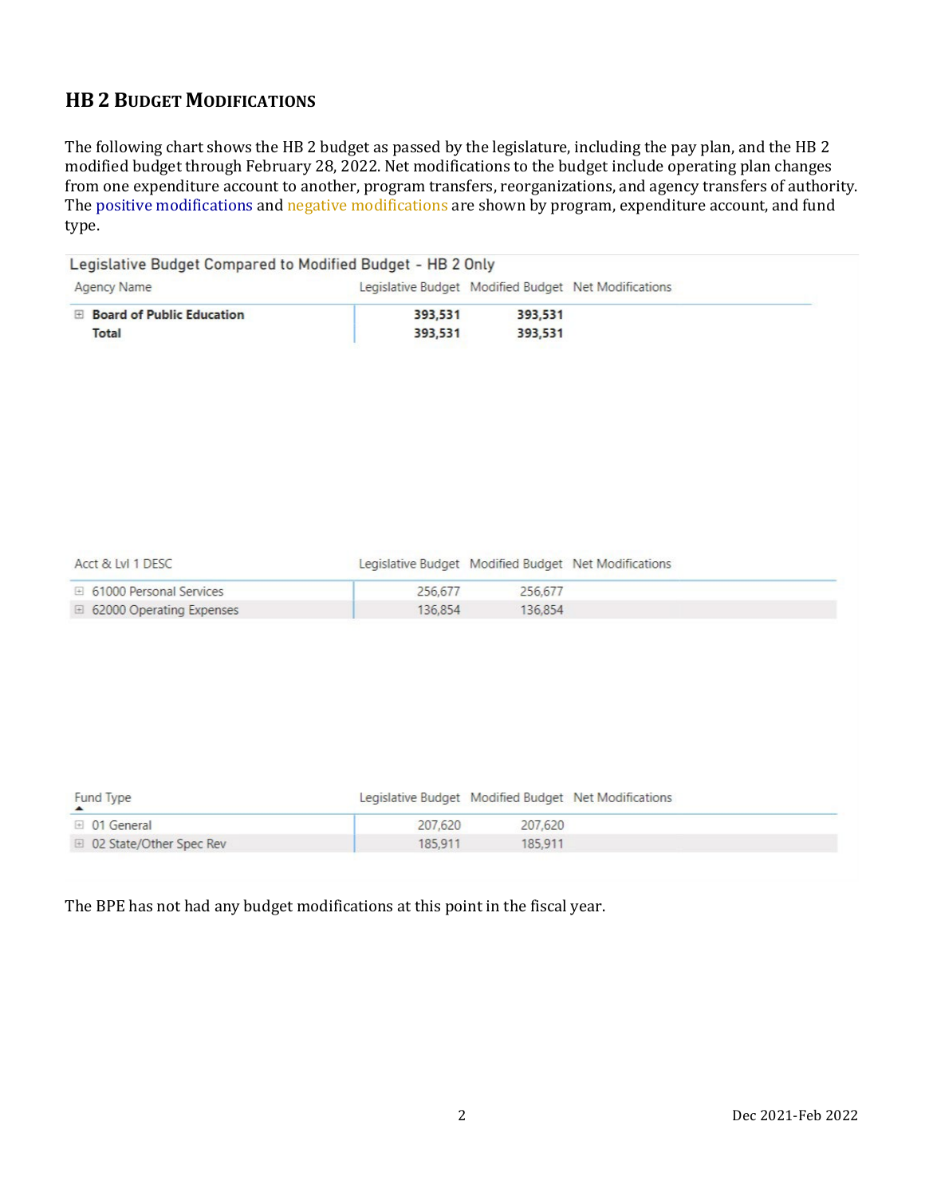## HB 2 BUDGET MODIFICATIONS

The following chart shows the HB 2 budget as passed by the legislature, including the pay plan, and the HB 2 modified budget through February 28, 2022. Net modifications to the budget include operating plan changes from one expenditure account to another, program transfers, reorganizations, and agency transfers of authority. The positive modifications and negative modifications are shown by program, expenditure account, and fund type.

**Legislative Budget Compared to Modified Budget - HB 2 Only**

| Agency Name | Legislative Budget | Modified Budget | Net Modifications |
|---|---|---|---|
| **Board of Public Education** | **393,531** | **393,531** | |
| **Total** | **393,531** | **393,531** | |

| Acct & Lvl 1 DESC | Legislative Budget | Modified Budget | Net Modifications |
|---|---|---|---|
| 61000 Personal Services | 256,677 | 256,677 | |
| 62000 Operating Expenses | 136,854 | 136,854 | |

| Fund Type | Legislative Budget | Modified Budget | Net Modifications |
|---|---|---|---|
| 01 General | 207,620 | 207,620 | |
| 02 State/Other Spec Rev | 185,911 | 185,911 | |

The BPE has not had any budget modifications at this point in the fiscal year.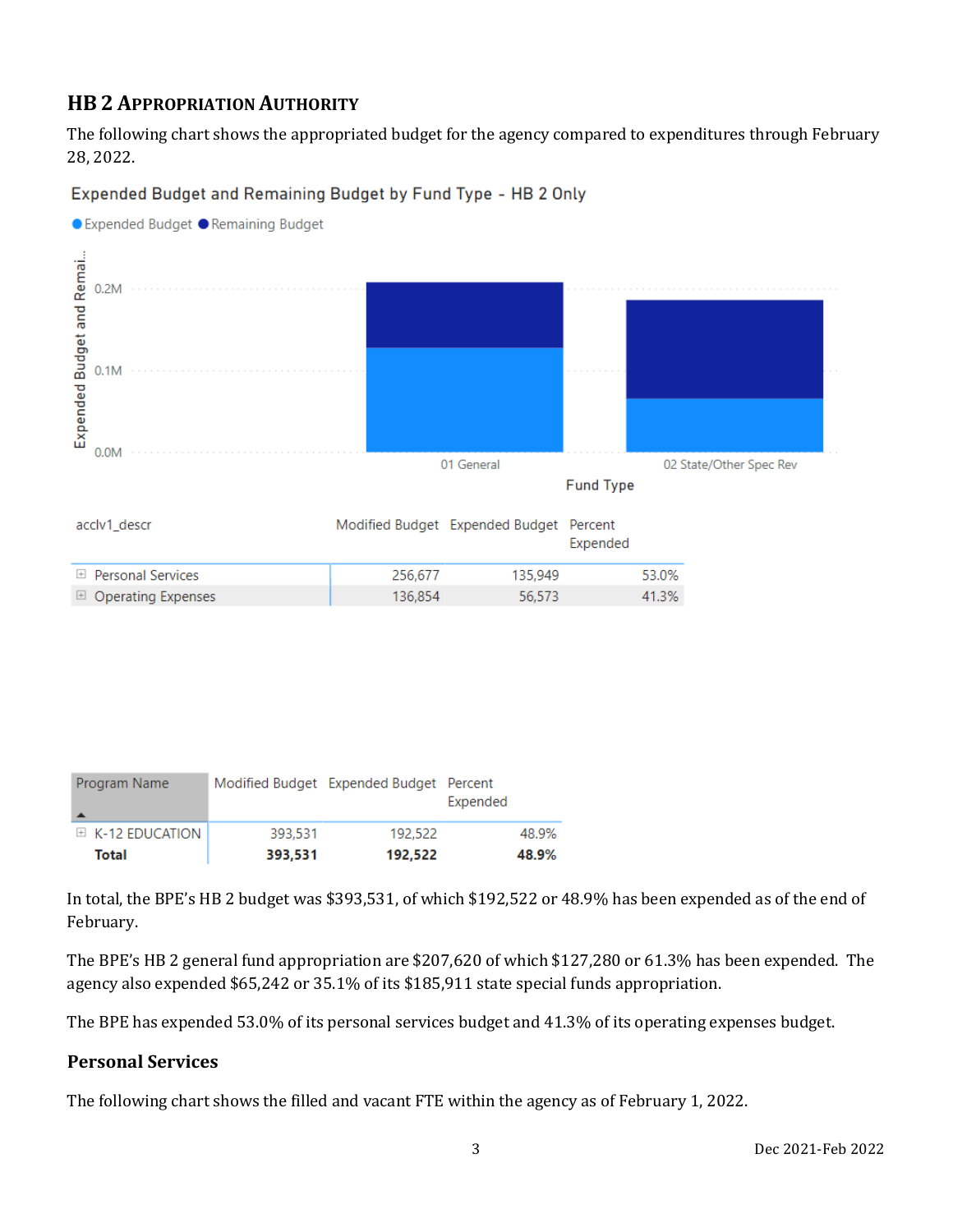## HB 2 Appropriation Authority

The following chart shows the appropriated budget for the agency compared to expenditures through February 28, 2022.

Expended Budget and Remaining Budget by Fund Type - HB 2 Only

| acclv1_descr | Modified Budget | Expended Budget | Percent Expended |
|---|---|---|---|
| Personal Services | 256,677 | 135,949 | 53.0% |
| Operating Expenses | 136,854 | 56,573 | 41.3% |

| Program Name | Modified Budget | Expended Budget | Percent Expended |
|---|---|---|---|
| K-12 EDUCATION | 393,531 | 192,522 | 48.9% |
| **Total** | **393,531** | **192,522** | **48.9%** |

In total, the BPE's HB 2 budget was $393,531, of which $192,522 or 48.9% has been expended as of the end of February.

The BPE's HB 2 general fund appropriation are $207,620 of which $127,280 or 61.3% has been expended. The agency also expended $65,242 or 35.1% of its $185,911 state special funds appropriation.

The BPE has expended 53.0% of its personal services budget and 41.3% of its operating expenses budget.

### Personal Services

The following chart shows the filled and vacant FTE within the agency as of February 1, 2022.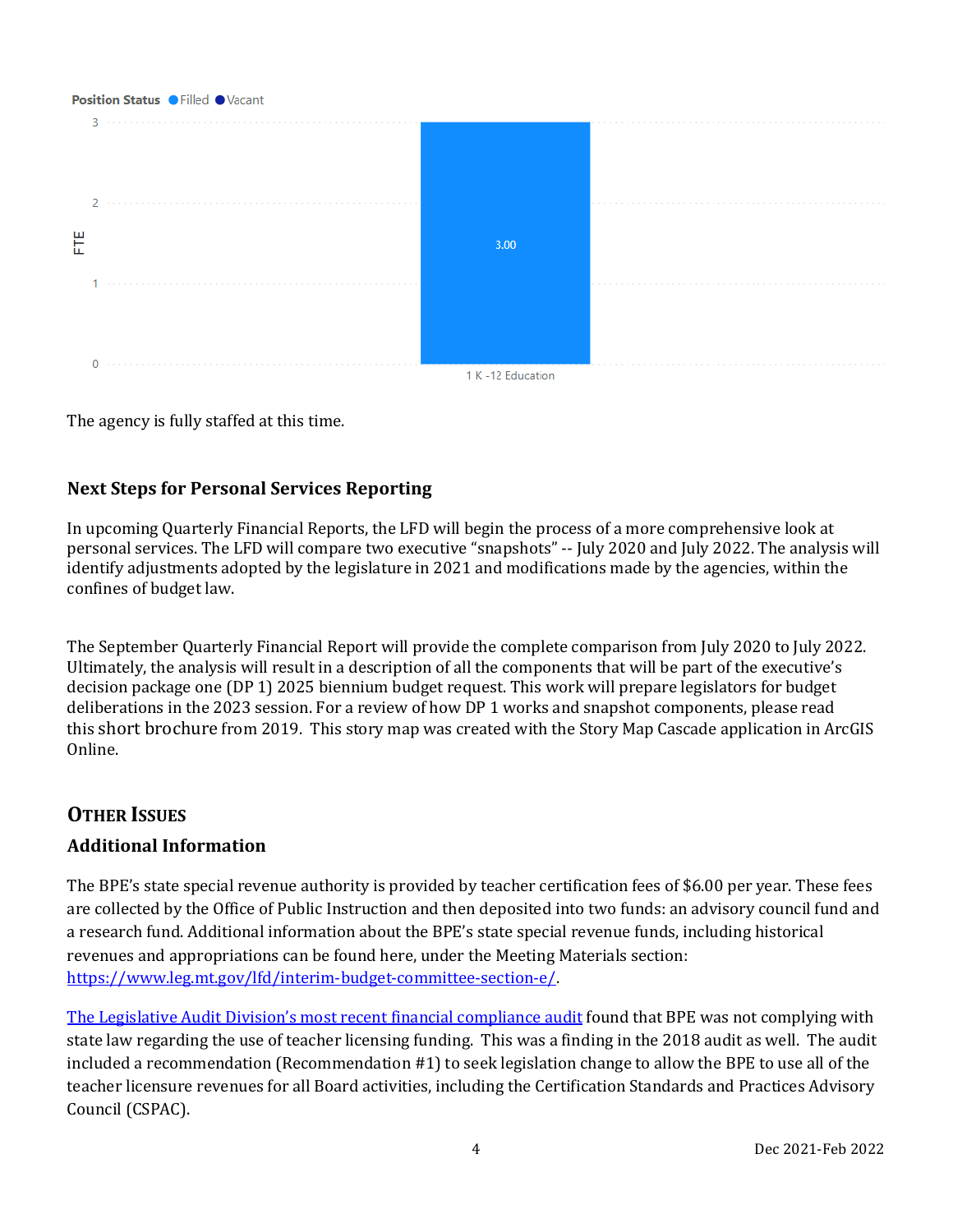Position Status ● Filled ● Vacant

| | Filled (FTE) |
|---|---|
| 1 K -12 Education | 3.00 |

The agency is fully staffed at this time.

### Next Steps for Personal Services Reporting

In upcoming Quarterly Financial Reports, the LFD will begin the process of a more comprehensive look at personal services. The LFD will compare two executive "snapshots" -- July 2020 and July 2022. The analysis will identify adjustments adopted by the legislature in 2021 and modifications made by the agencies, within the confines of budget law.

The September Quarterly Financial Report will provide the complete comparison from July 2020 to July 2022. Ultimately, the analysis will result in a description of all the components that will be part of the executive's decision package one (DP 1) 2025 biennium budget request. This work will prepare legislators for budget deliberations in the 2023 session. For a review of how DP 1 works and snapshot components, please read this short brochure from 2019. This story map was created with the Story Map Cascade application in ArcGIS Online.

## OTHER ISSUES

### Additional Information

The BPE's state special revenue authority is provided by teacher certification fees of $6.00 per year. These fees are collected by the Office of Public Instruction and then deposited into two funds: an advisory council fund and a research fund. Additional information about the BPE's state special revenue funds, including historical revenues and appropriations can be found here, under the Meeting Materials section: https://www.leg.mt.gov/lfd/interim-budget-committee-section-e/.

The Legislative Audit Division's most recent financial compliance audit found that BPE was not complying with state law regarding the use of teacher licensing funding. This was a finding in the 2018 audit as well. The audit included a recommendation (Recommendation #1) to seek legislation change to allow the BPE to use all of the teacher licensure revenues for all Board activities, including the Certification Standards and Practices Advisory Council (CSPAC).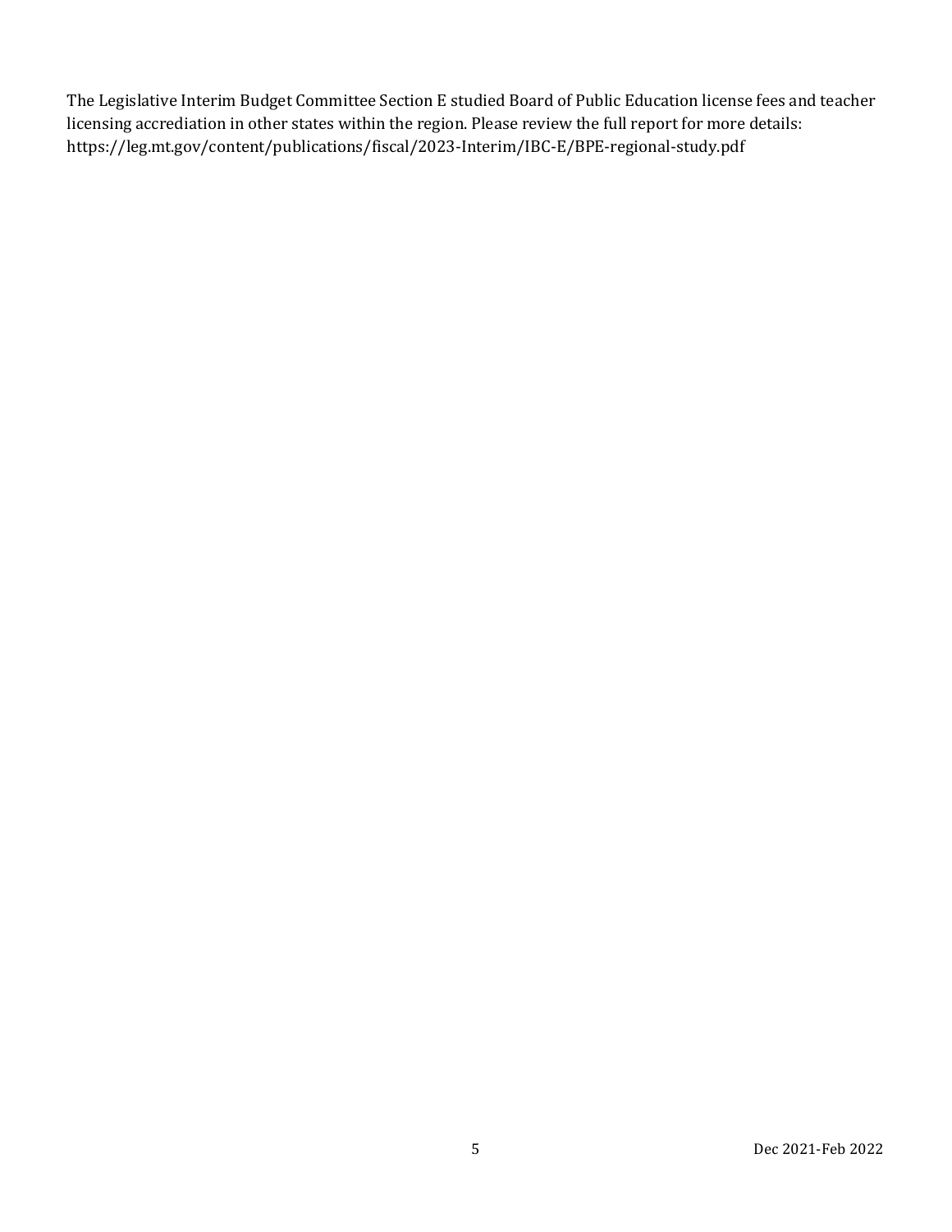The Legislative Interim Budget Committee Section E studied Board of Public Education license fees and teacher licensing accrediation in other states within the region. Please review the full report for more details: https://leg.mt.gov/content/publications/fiscal/2023-Interim/IBC-E/BPE-regional-study.pdf